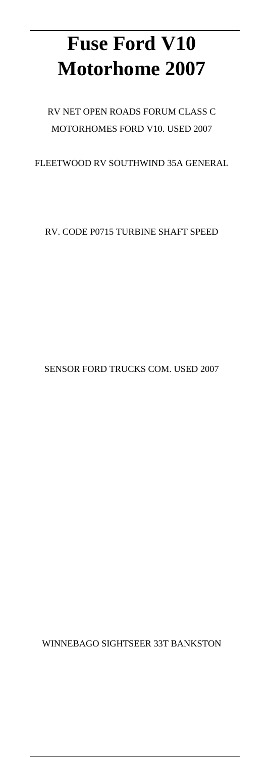# Fuse Ford V10 Motorhome 2007

RV NET OPEN ROADS FORUM CLASS C MOTORHOMES FORD V10. USED 2007 FLEETWOOD RV SOUTHWIND 35A GENERAL RV. CODE P0715 TURBINE SHAFT SPEED SENSOR FORD TRUCKS COM. USED 2007 WINNEBAGO SIGHTSEER 33T BANKSTON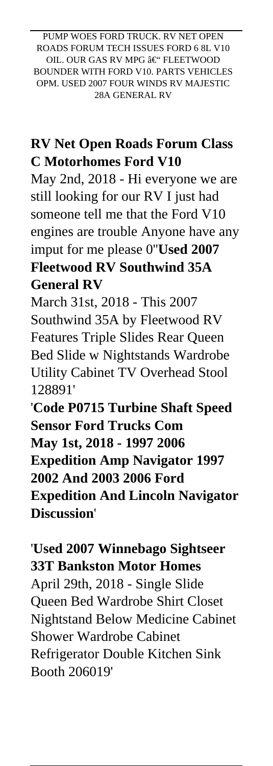PUMP WOES FORD TRUCK. RV NET OPEN ROADS FORUM TECH ISSUES FORD 6 8L V10 OIL. OUR GAS RV MPG – FLEETWOOD BOUNDER WITH FORD V10. PARTS VEHICLES OPM. USED 2007 FOUR WINDS RV MAJESTIC 28A GENERAL RV

**RV Net Open Roads Forum Class C Motorhomes Ford V10**

May 2nd, 2018 - Hi everyone we are still looking for our RV I just had someone tell me that the Ford V10 engines are trouble Anyone have any imput for me please 0''**Used 2007 Fleetwood RV Southwind 35A General RV**

March 31st, 2018 - This 2007 Southwind 35A by Fleetwood RV Features Triple Slides Rear Queen Bed Slide w Nightstands Wardrobe Utility Cabinet TV Overhead Stool 128891'

'**Code P0715 Turbine Shaft Speed Sensor Ford Trucks Com May 1st, 2018 - 1997 2006 Expedition Amp Navigator 1997 2002 And 2003 2006 Ford Expedition And Lincoln Navigator Discussion**'

'**Used 2007 Winnebago Sightseer 33T Bankston Motor Homes**

April 29th, 2018 - Single Slide Queen Bed Wardrobe Shirt Closet Nightstand Below Medicine Cabinet Shower Wardrobe Cabinet Refrigerator Double Kitchen Sink Booth 206019'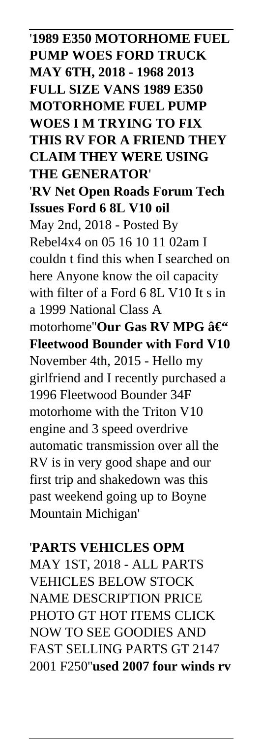'**1989 E350 MOTORHOME FUEL PUMP WOES FORD TRUCK MAY 6TH, 2018 - 1968 2013 FULL SIZE VANS 1989 E350 MOTORHOME FUEL PUMP WOES I M TRYING TO FIX THIS RV FOR A FRIEND THEY CLAIM THEY WERE USING THE GENERATOR**'
'**RV Net Open Roads Forum Tech Issues Ford 6 8L V10 oil**
May 2nd, 2018 - Posted By Rebel4x4 on 05 16 10 11 02am I couldn t find this when I searched on here Anyone know the oil capacity with filter of a Ford 6 8L V10 It s in a 1999 National Class A motorhome''**Our Gas RV MPG â€" Fleetwood Bounder with Ford V10**
November 4th, 2015 - Hello my girlfriend and I recently purchased a 1996 Fleetwood Bounder 34F motorhome with the Triton V10 engine and 3 speed overdrive automatic transmission over all the RV is in very good shape and our first trip and shakedown was this past weekend going up to Boyne Mountain Michigan'

'**PARTS VEHICLES OPM**
MAY 1ST, 2018 - ALL PARTS VEHICLES BELOW STOCK NAME DESCRIPTION PRICE PHOTO GT HOT ITEMS CLICK NOW TO SEE GOODIES AND FAST SELLING PARTS GT 2147 2001 F250''**used 2007 four winds rv**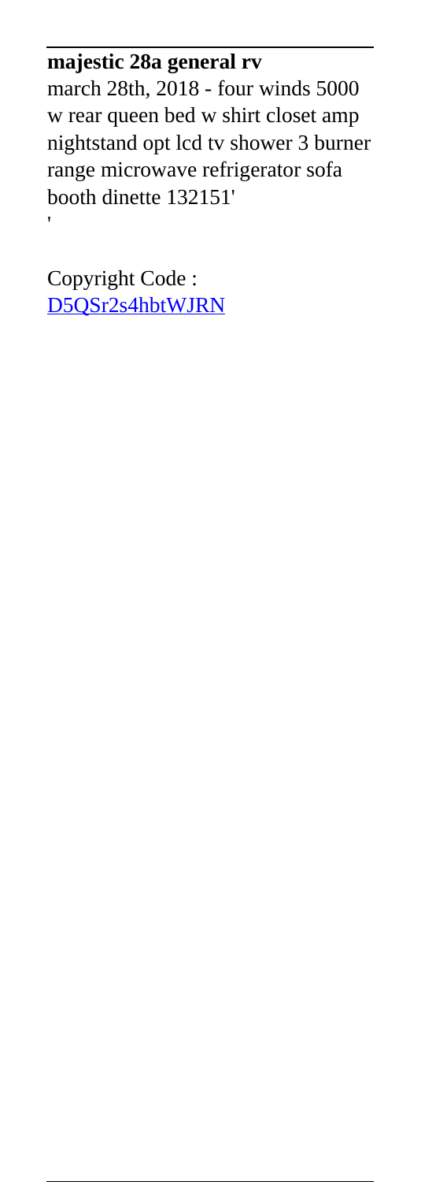**majestic 28a general rv**

march 28th, 2018 - four winds 5000 w rear queen bed w shirt closet amp nightstand opt lcd tv shower 3 burner range microwave refrigerator sofa booth dinette 132151'

'

Copyright Code : D5QSr2s4hbtWJRN